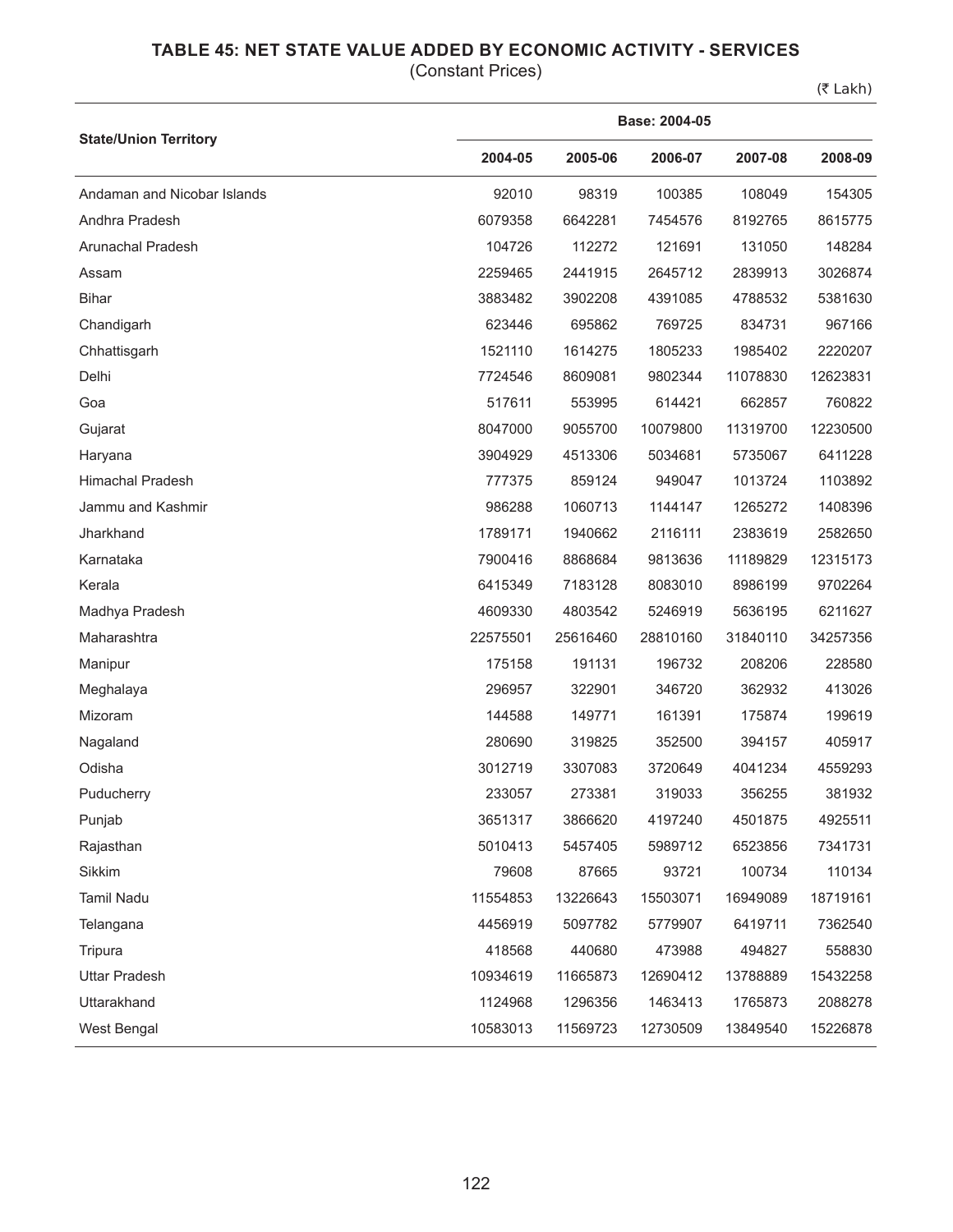# TABLE 45: NET STATE VALUE ADDED BY ECONOMIC ACTIVITY - SERVICES

(Constant Prices)

(₹ Lakh)

| State/Union Territory | Base: 2004-05 | | | | |
|---|---|---|---|---|---|
| | 2004-05 | 2005-06 | 2006-07 | 2007-08 | 2008-09 |
| Andaman and Nicobar Islands | 92010 | 98319 | 100385 | 108049 | 154305 |
| Andhra Pradesh | 6079358 | 6642281 | 7454576 | 8192765 | 8615775 |
| Arunachal Pradesh | 104726 | 112272 | 121691 | 131050 | 148284 |
| Assam | 2259465 | 2441915 | 2645712 | 2839913 | 3026874 |
| Bihar | 3883482 | 3902208 | 4391085 | 4788532 | 5381630 |
| Chandigarh | 623446 | 695862 | 769725 | 834731 | 967166 |
| Chhattisgarh | 1521110 | 1614275 | 1805233 | 1985402 | 2220207 |
| Delhi | 7724546 | 8609081 | 9802344 | 11078830 | 12623831 |
| Goa | 517611 | 553995 | 614421 | 662857 | 760822 |
| Gujarat | 8047000 | 9055700 | 10079800 | 11319700 | 12230500 |
| Haryana | 3904929 | 4513306 | 5034681 | 5735067 | 6411228 |
| Himachal Pradesh | 777375 | 859124 | 949047 | 1013724 | 1103892 |
| Jammu and Kashmir | 986288 | 1060713 | 1144147 | 1265272 | 1408396 |
| Jharkhand | 1789171 | 1940662 | 2116111 | 2383619 | 2582650 |
| Karnataka | 7900416 | 8868684 | 9813636 | 11189829 | 12315173 |
| Kerala | 6415349 | 7183128 | 8083010 | 8986199 | 9702264 |
| Madhya Pradesh | 4609330 | 4803542 | 5246919 | 5636195 | 6211627 |
| Maharashtra | 22575501 | 25616460 | 28810160 | 31840110 | 34257356 |
| Manipur | 175158 | 191131 | 196732 | 208206 | 228580 |
| Meghalaya | 296957 | 322901 | 346720 | 362932 | 413026 |
| Mizoram | 144588 | 149771 | 161391 | 175874 | 199619 |
| Nagaland | 280690 | 319825 | 352500 | 394157 | 405917 |
| Odisha | 3012719 | 3307083 | 3720649 | 4041234 | 4559293 |
| Puducherry | 233057 | 273381 | 319033 | 356255 | 381932 |
| Punjab | 3651317 | 3866620 | 4197240 | 4501875 | 4925511 |
| Rajasthan | 5010413 | 5457405 | 5989712 | 6523856 | 7341731 |
| Sikkim | 79608 | 87665 | 93721 | 100734 | 110134 |
| Tamil Nadu | 11554853 | 13226643 | 15503071 | 16949089 | 18719161 |
| Telangana | 4456919 | 5097782 | 5779907 | 6419711 | 7362540 |
| Tripura | 418568 | 440680 | 473988 | 494827 | 558830 |
| Uttar Pradesh | 10934619 | 11665873 | 12690412 | 13788889 | 15432258 |
| Uttarakhand | 1124968 | 1296356 | 1463413 | 1765873 | 2088278 |
| West Bengal | 10583013 | 11569723 | 12730509 | 13849540 | 15226878 |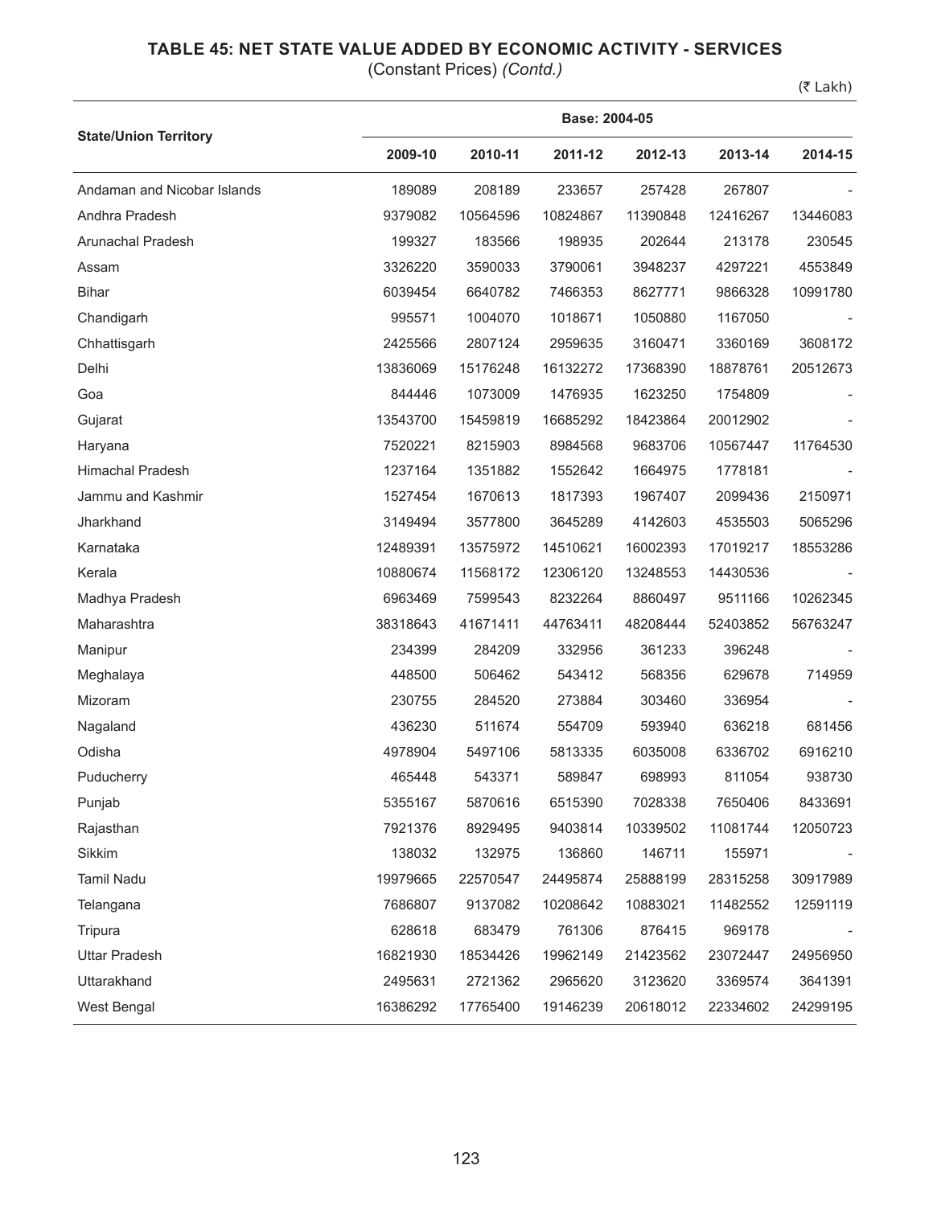# TABLE 45: NET STATE VALUE ADDED BY ECONOMIC ACTIVITY - SERVICES

(Constant Prices) *(Contd.)*

(₹ Lakh)

| State/Union Territory | Base: 2004-05 | | | | | |
|---|---|---|---|---|---|---|
| | 2009-10 | 2010-11 | 2011-12 | 2012-13 | 2013-14 | 2014-15 |
| Andaman and Nicobar Islands | 189089 | 208189 | 233657 | 257428 | 267807 | - |
| Andhra Pradesh | 9379082 | 10564596 | 10824867 | 11390848 | 12416267 | 13446083 |
| Arunachal Pradesh | 199327 | 183566 | 198935 | 202644 | 213178 | 230545 |
| Assam | 3326220 | 3590033 | 3790061 | 3948237 | 4297221 | 4553849 |
| Bihar | 6039454 | 6640782 | 7466353 | 8627771 | 9866328 | 10991780 |
| Chandigarh | 995571 | 1004070 | 1018671 | 1050880 | 1167050 | - |
| Chhattisgarh | 2425566 | 2807124 | 2959635 | 3160471 | 3360169 | 3608172 |
| Delhi | 13836069 | 15176248 | 16132272 | 17368390 | 18878761 | 20512673 |
| Goa | 844446 | 1073009 | 1476935 | 1623250 | 1754809 | - |
| Gujarat | 13543700 | 15459819 | 16685292 | 18423864 | 20012902 | - |
| Haryana | 7520221 | 8215903 | 8984568 | 9683706 | 10567447 | 11764530 |
| Himachal Pradesh | 1237164 | 1351882 | 1552642 | 1664975 | 1778181 | - |
| Jammu and Kashmir | 1527454 | 1670613 | 1817393 | 1967407 | 2099436 | 2150971 |
| Jharkhand | 3149494 | 3577800 | 3645289 | 4142603 | 4535503 | 5065296 |
| Karnataka | 12489391 | 13575972 | 14510621 | 16002393 | 17019217 | 18553286 |
| Kerala | 10880674 | 11568172 | 12306120 | 13248553 | 14430536 | - |
| Madhya Pradesh | 6963469 | 7599543 | 8232264 | 8860497 | 9511166 | 10262345 |
| Maharashtra | 38318643 | 41671411 | 44763411 | 48208444 | 52403852 | 56763247 |
| Manipur | 234399 | 284209 | 332956 | 361233 | 396248 | - |
| Meghalaya | 448500 | 506462 | 543412 | 568356 | 629678 | 714959 |
| Mizoram | 230755 | 284520 | 273884 | 303460 | 336954 | - |
| Nagaland | 436230 | 511674 | 554709 | 593940 | 636218 | 681456 |
| Odisha | 4978904 | 5497106 | 5813335 | 6035008 | 6336702 | 6916210 |
| Puducherry | 465448 | 543371 | 589847 | 698993 | 811054 | 938730 |
| Punjab | 5355167 | 5870616 | 6515390 | 7028338 | 7650406 | 8433691 |
| Rajasthan | 7921376 | 8929495 | 9403814 | 10339502 | 11081744 | 12050723 |
| Sikkim | 138032 | 132975 | 136860 | 146711 | 155971 | - |
| Tamil Nadu | 19979665 | 22570547 | 24495874 | 25888199 | 28315258 | 30917989 |
| Telangana | 7686807 | 9137082 | 10208642 | 10883021 | 11482552 | 12591119 |
| Tripura | 628618 | 683479 | 761306 | 876415 | 969178 | - |
| Uttar Pradesh | 16821930 | 18534426 | 19962149 | 21423562 | 23072447 | 24956950 |
| Uttarakhand | 2495631 | 2721362 | 2965620 | 3123620 | 3369574 | 3641391 |
| West Bengal | 16386292 | 17765400 | 19146239 | 20618012 | 22334602 | 24299195 |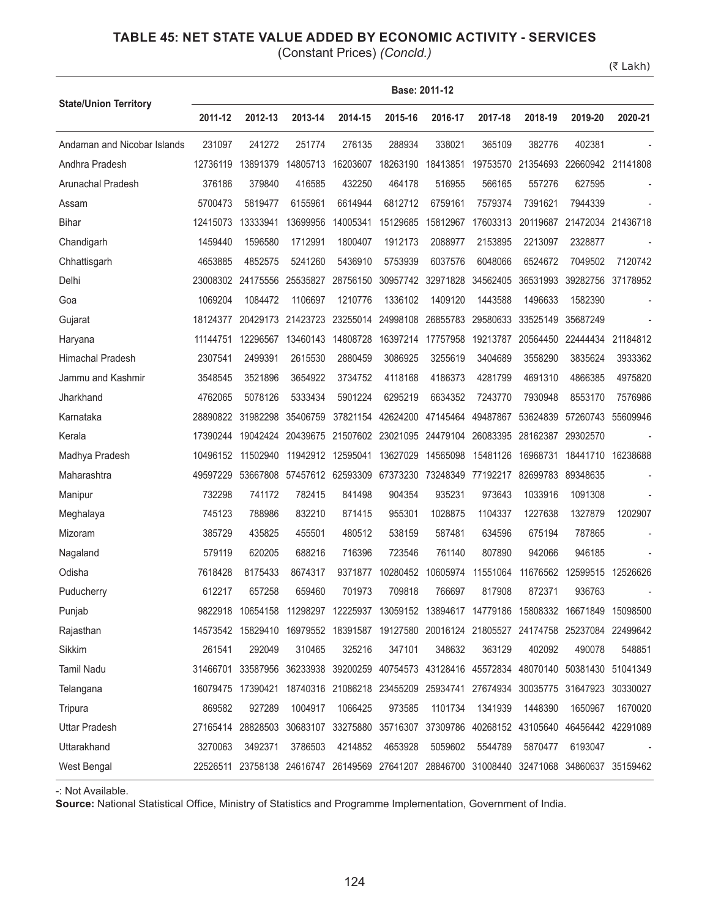## TABLE 45: NET STATE VALUE ADDED BY ECONOMIC ACTIVITY - SERVICES

(Constant Prices) *(Concld.)*

(₹ Lakh)

| State/Union Territory | Base: 2011-12 | | | | | | | | | |
|---|---|---|---|---|---|---|---|---|---|---|
| | 2011-12 | 2012-13 | 2013-14 | 2014-15 | 2015-16 | 2016-17 | 2017-18 | 2018-19 | 2019-20 | 2020-21 |
| Andaman and Nicobar Islands | 231097 | 241272 | 251774 | 276135 | 288934 | 338021 | 365109 | 382776 | 402381 | - |
| Andhra Pradesh | 12736119 | 13891379 | 14805713 | 16203607 | 18263190 | 18413851 | 19753570 | 21354693 | 22660942 | 21141808 |
| Arunachal Pradesh | 376186 | 379840 | 416585 | 432250 | 464178 | 516955 | 566165 | 557276 | 627595 | - |
| Assam | 5700473 | 5819477 | 6155961 | 6614944 | 6812712 | 6759161 | 7579374 | 7391621 | 7944339 | - |
| Bihar | 12415073 | 13333941 | 13699956 | 14005341 | 15129685 | 15812967 | 17603313 | 20119687 | 21472034 | 21436718 |
| Chandigarh | 1459440 | 1596580 | 1712991 | 1800407 | 1912173 | 2088977 | 2153895 | 2213097 | 2328877 | - |
| Chhattisgarh | 4653885 | 4852575 | 5241260 | 5436910 | 5753939 | 6037576 | 6048066 | 6524672 | 7049502 | 7120742 |
| Delhi | 23008302 | 24175556 | 25535827 | 28756150 | 30957742 | 32971828 | 34562405 | 36531993 | 39282756 | 37178952 |
| Goa | 1069204 | 1084472 | 1106697 | 1210776 | 1336102 | 1409120 | 1443588 | 1496633 | 1582390 | - |
| Gujarat | 18124377 | 20429173 | 21423723 | 23255014 | 24998108 | 26855783 | 29580633 | 33525149 | 35687249 | - |
| Haryana | 11144751 | 12296567 | 13460143 | 14808728 | 16397214 | 17757958 | 19213787 | 20564450 | 22444434 | 21184812 |
| Himachal Pradesh | 2307541 | 2499391 | 2615530 | 2880459 | 3086925 | 3255619 | 3404689 | 3558290 | 3835624 | 3933362 |
| Jammu and Kashmir | 3548545 | 3521896 | 3654922 | 3734752 | 4118168 | 4186373 | 4281799 | 4691310 | 4866385 | 4975820 |
| Jharkhand | 4762065 | 5078126 | 5333434 | 5901224 | 6295219 | 6634352 | 7243770 | 7930948 | 8553170 | 7576986 |
| Karnataka | 28890822 | 31982298 | 35406759 | 37821154 | 42624200 | 47145464 | 49487867 | 53624839 | 57260743 | 55609946 |
| Kerala | 17390244 | 19042424 | 20439675 | 21507602 | 23021095 | 24479104 | 26083395 | 28162387 | 29302570 | - |
| Madhya Pradesh | 10496152 | 11502940 | 11942912 | 12595041 | 13627029 | 14565098 | 15481126 | 16968731 | 18441710 | 16238688 |
| Maharashtra | 49597229 | 53667808 | 57457612 | 62593309 | 67373230 | 73248349 | 77192217 | 82699783 | 89348635 | - |
| Manipur | 732298 | 741172 | 782415 | 841498 | 904354 | 935231 | 973643 | 1033916 | 1091308 | - |
| Meghalaya | 745123 | 788986 | 832210 | 871415 | 955301 | 1028875 | 1104337 | 1227638 | 1327879 | 1202907 |
| Mizoram | 385729 | 435825 | 455501 | 480512 | 538159 | 587481 | 634596 | 675194 | 787865 | - |
| Nagaland | 579119 | 620205 | 688216 | 716396 | 723546 | 761140 | 807890 | 942066 | 946185 | - |
| Odisha | 7618428 | 8175433 | 8674317 | 9371877 | 10280452 | 10605974 | 11551064 | 11676562 | 12599515 | 12526626 |
| Puducherry | 612217 | 657258 | 659460 | 701973 | 709818 | 766697 | 817908 | 872371 | 936763 | - |
| Punjab | 9822918 | 10654158 | 11298297 | 12225937 | 13059152 | 13894617 | 14779186 | 15808332 | 16671849 | 15098500 |
| Rajasthan | 14573542 | 15829410 | 16979552 | 18391587 | 19127580 | 20016124 | 21805527 | 24174758 | 25237084 | 22499642 |
| Sikkim | 261541 | 292049 | 310465 | 325216 | 347101 | 348632 | 363129 | 402092 | 490078 | 548851 |
| Tamil Nadu | 31466701 | 33587956 | 36233938 | 39200259 | 40754573 | 43128416 | 45572834 | 48070140 | 50381430 | 51041349 |
| Telangana | 16079475 | 17390421 | 18740316 | 21086218 | 23455209 | 25934741 | 27674934 | 30035775 | 31647923 | 30330027 |
| Tripura | 869582 | 927289 | 1004917 | 1066425 | 973585 | 1101734 | 1341939 | 1448390 | 1650967 | 1670020 |
| Uttar Pradesh | 27165414 | 28828503 | 30683107 | 33275880 | 35716307 | 37309786 | 40268152 | 43105640 | 46456442 | 42291089 |
| Uttarakhand | 3270063 | 3492371 | 3786503 | 4214852 | 4653928 | 5059602 | 5544789 | 5870477 | 6193047 | - |
| West Bengal | 22526511 | 23758138 | 24616747 | 26149569 | 27641207 | 28846700 | 31008440 | 32471068 | 34860637 | 35159462 |

-: Not Available.

**Source:** National Statistical Office, Ministry of Statistics and Programme Implementation, Government of India.